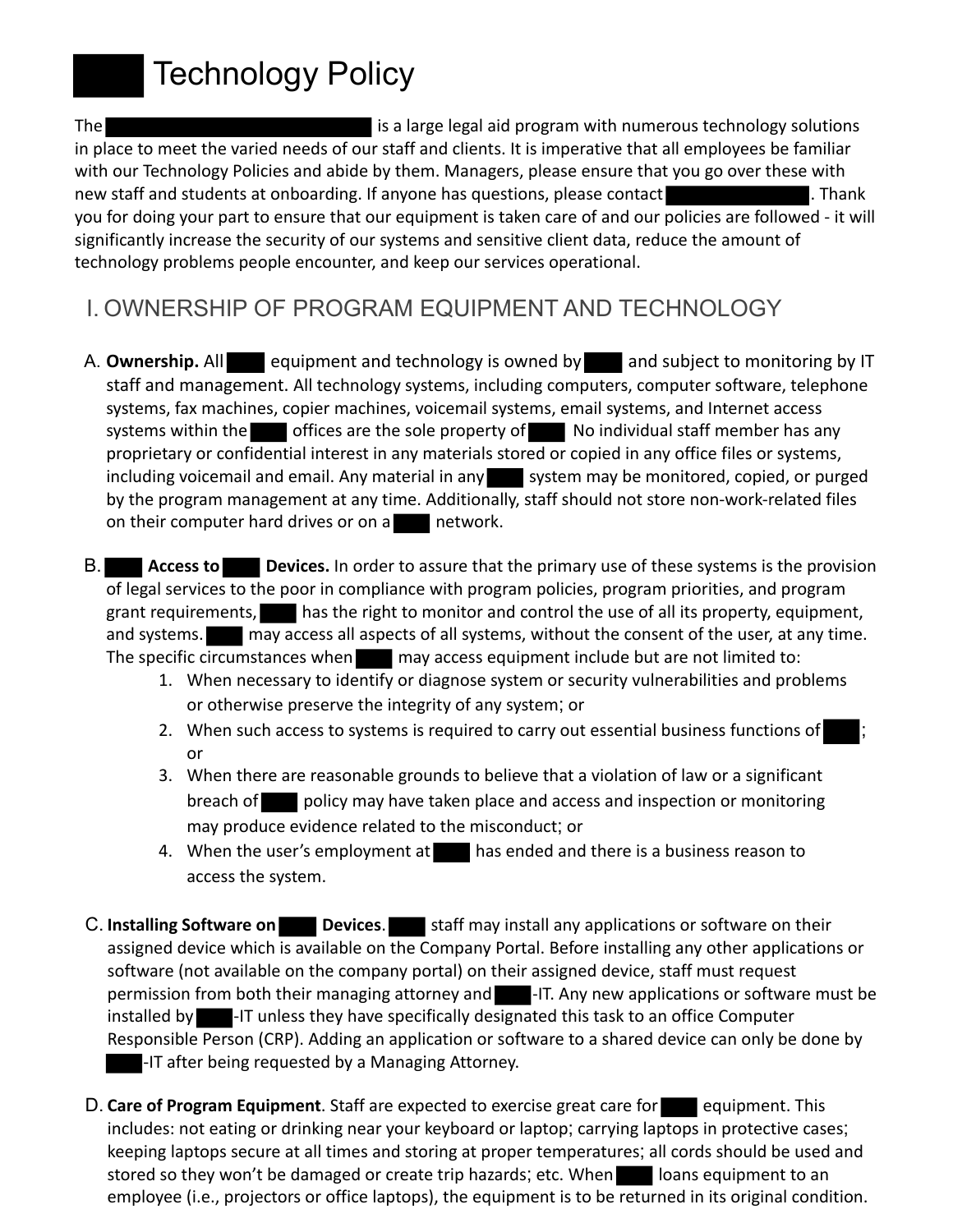# Technology Policy

The is a large legal aid program with numerous technology solutions in place to meet the varied needs of our staff and clients. It is imperative that all employees be familiar with our Technology Policies and abide by them. Managers, please ensure that you go over these with new staff and students at onboarding. If anyone has questions, please contact . Thank you for doing your part to ensure that our equipment is taken care of and our policies are followed - it will significantly increase the security of our systems and sensitive client data, reduce the amount of technology problems people encounter, and keep our services operational.

## I. OWNERSHIP OF PROGRAM EQUIPMENT AND TECHNOLOGY

A. **Ownership.** All equipment and technology is owned by and subject to monitoring by IT staff and management. All technology systems, including computers, computer software, telephone systems, fax machines, copier machines, voicemail systems, email systems, and Internet access systems within the offices are the sole property of . No individual staff member has any proprietary or confidential interest in any materials stored or copied in any office files or systems, including voicemail and email. Any material in any system may be monitored, copied, or purged by the program management at any time. Additionally, staff should not store non-work-related files on their computer hard drives or on a network.

B. **Access to Devices.** In order to assure that the primary use of these systems is the provision of legal services to the poor in compliance with program policies, program priorities, and program grant requirements, has the right to monitor and control the use of all its property, equipment, and systems. may access all aspects of all systems, without the consent of the user, at any time. The specific circumstances when may access equipment include but are not limited to:

1. When necessary to identify or diagnose system or security vulnerabilities and problems or otherwise preserve the integrity of any system; or
2. When such access to systems is required to carry out essential business functions of ; or
3. When there are reasonable grounds to believe that a violation of law or a significant breach of policy may have taken place and access and inspection or monitoring may produce evidence related to the misconduct; or
4. When the user's employment at has ended and there is a business reason to access the system.

C. **Installing Software on Devices**. staff may install any applications or software on their assigned device which is available on the Company Portal. Before installing any other applications or software (not available on the company portal) on their assigned device, staff must request permission from both their managing attorney and -IT. Any new applications or software must be installed by -IT unless they have specifically designated this task to an office Computer Responsible Person (CRP). Adding an application or software to a shared device can only be done by -IT after being requested by a Managing Attorney.

D. **Care of Program Equipment**. Staff are expected to exercise great care for equipment. This includes: not eating or drinking near your keyboard or laptop; carrying laptops in protective cases; keeping laptops secure at all times and storing at proper temperatures; all cords should be used and stored so they won't be damaged or create trip hazards; etc. When loans equipment to an employee (i.e., projectors or office laptops), the equipment is to be returned in its original condition.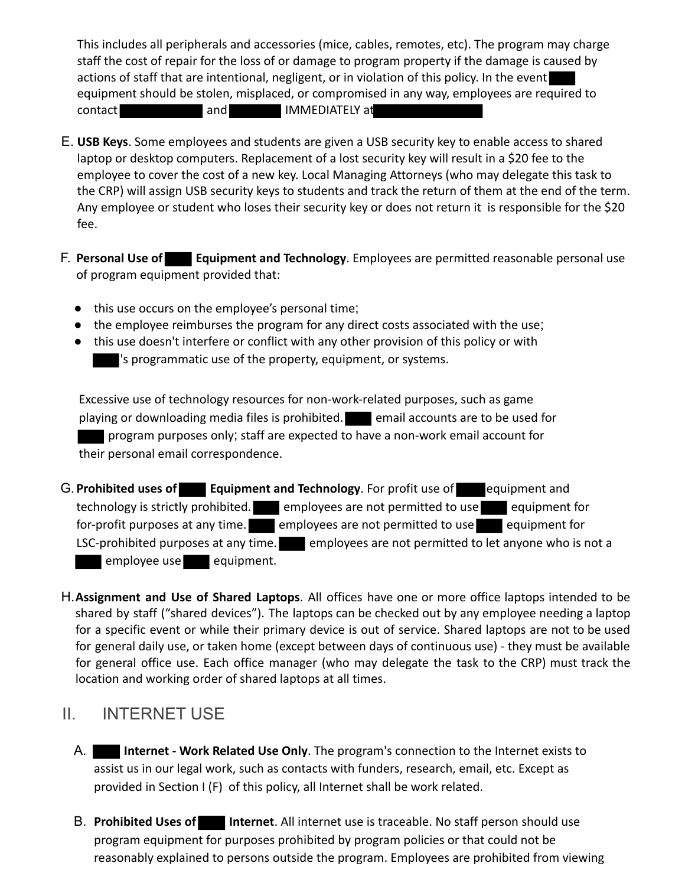This includes all peripherals and accessories (mice, cables, remotes, etc). The program may charge staff the cost of repair for the loss of or damage to program property if the damage is caused by actions of staff that are intentional, negligent, or in violation of this policy. In the event ███ equipment should be stolen, misplaced, or compromised in any way, employees are required to contact ██████████ and ███████ IMMEDIATELY at ██████████████

E. **USB Keys**. Some employees and students are given a USB security key to enable access to shared laptop or desktop computers. Replacement of a lost security key will result in a $20 fee to the employee to cover the cost of a new key. Local Managing Attorneys (who may delegate this task to the CRP) will assign USB security keys to students and track the return of them at the end of the term. Any employee or student who loses their security key or does not return it is responsible for the $20 fee.

F. **Personal Use of ███ Equipment and Technology**. Employees are permitted reasonable personal use of program equipment provided that:

- this use occurs on the employee's personal time;
- the employee reimburses the program for any direct costs associated with the use;
- this use doesn't interfere or conflict with any other provision of this policy or with ███'s programmatic use of the property, equipment, or systems.

Excessive use of technology resources for non-work-related purposes, such as game playing or downloading media files is prohibited. ███ email accounts are to be used for ███ program purposes only; staff are expected to have a non-work email account for their personal email correspondence.

G. **Prohibited uses of ███ Equipment and Technology**. For profit use of ███ equipment and technology is strictly prohibited. ███ employees are not permitted to use ███ equipment for for-profit purposes at any time. ███ employees are not permitted to use ███ equipment for LSC-prohibited purposes at any time. ███ employees are not permitted to let anyone who is not a ███ employee use ███ equipment.

H. **Assignment and Use of Shared Laptops**. All offices have one or more office laptops intended to be shared by staff ("shared devices"). The laptops can be checked out by any employee needing a laptop for a specific event or while their primary device is out of service. Shared laptops are not to be used for general daily use, or taken home (except between days of continuous use) - they must be available for general office use. Each office manager (who may delegate the task to the CRP) must track the location and working order of shared laptops at all times.

## II. INTERNET USE

A. **███ Internet - Work Related Use Only**. The program's connection to the Internet exists to assist us in our legal work, such as contacts with funders, research, email, etc. Except as provided in Section I (F) of this policy, all Internet shall be work related.

B. **Prohibited Uses of ███ Internet**. All internet use is traceable. No staff person should use program equipment for purposes prohibited by program policies or that could not be reasonably explained to persons outside the program. Employees are prohibited from viewing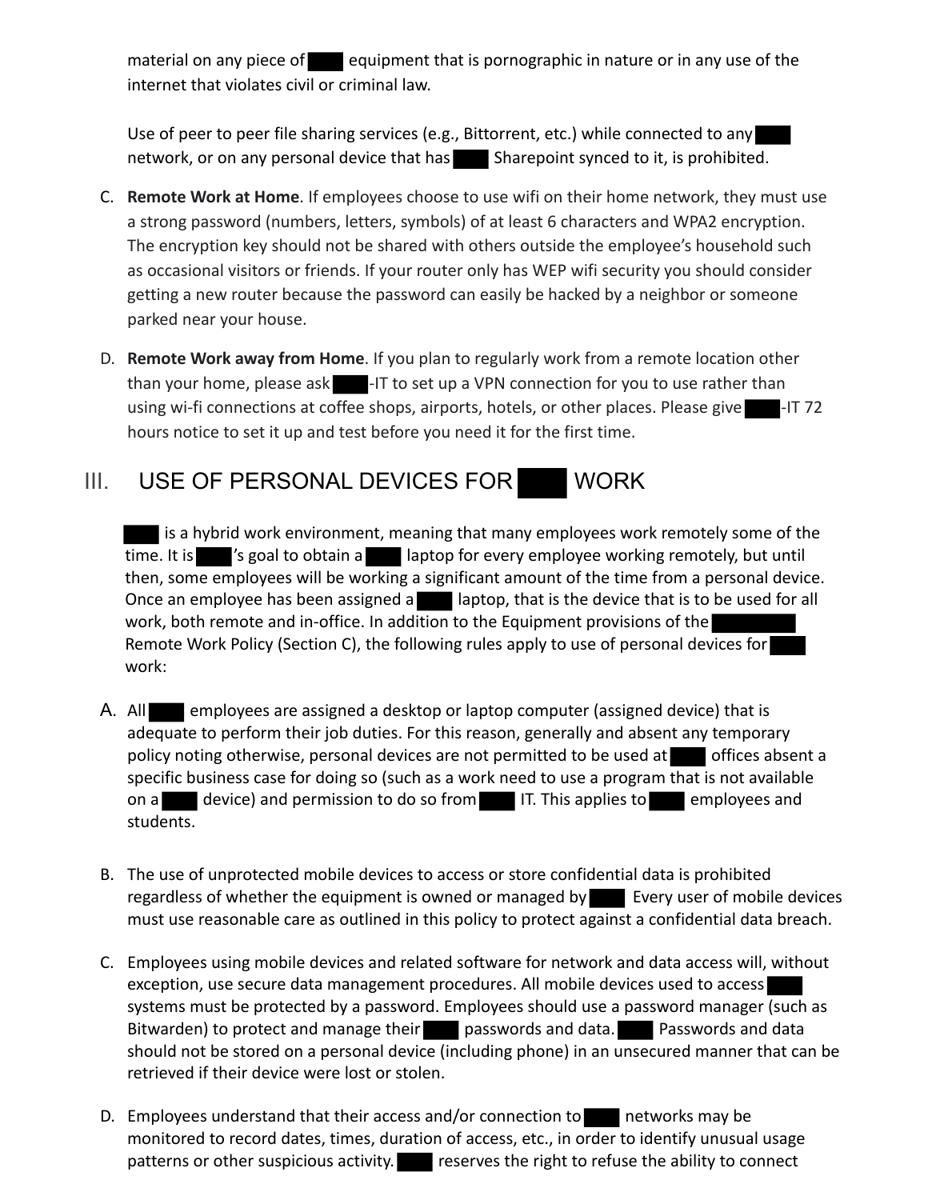material on any piece of ████ equipment that is pornographic in nature or in any use of the internet that violates civil or criminal law.

Use of peer to peer file sharing services (e.g., Bittorrent, etc.) while connected to any ████ network, or on any personal device that has ████ Sharepoint synced to it, is prohibited.

C. **Remote Work at Home**. If employees choose to use wifi on their home network, they must use a strong password (numbers, letters, symbols) of at least 6 characters and WPA2 encryption. The encryption key should not be shared with others outside the employee's household such as occasional visitors or friends. If your router only has WEP wifi security you should consider getting a new router because the password can easily be hacked by a neighbor or someone parked near your house.

D. **Remote Work away from Home**. If you plan to regularly work from a remote location other than your home, please ask ████-IT to set up a VPN connection for you to use rather than using wi-fi connections at coffee shops, airports, hotels, or other places. Please give ████-IT 72 hours notice to set it up and test before you need it for the first time.

## III. USE OF PERSONAL DEVICES FOR ████ WORK

████ is a hybrid work environment, meaning that many employees work remotely some of the time. It is ████'s goal to obtain a ████ laptop for every employee working remotely, but until then, some employees will be working a significant amount of the time from a personal device. Once an employee has been assigned a ████ laptop, that is the device that is to be used for all work, both remote and in-office. In addition to the Equipment provisions of the ████████ Remote Work Policy (Section C), the following rules apply to use of personal devices for ████ work:

A. All ████ employees are assigned a desktop or laptop computer (assigned device) that is adequate to perform their job duties. For this reason, generally and absent any temporary policy noting otherwise, personal devices are not permitted to be used at ████ offices absent a specific business case for doing so (such as a work need to use a program that is not available on a ████ device) and permission to do so from ████ IT. This applies to ████ employees and students.

B. The use of unprotected mobile devices to access or store confidential data is prohibited regardless of whether the equipment is owned or managed by ████ Every user of mobile devices must use reasonable care as outlined in this policy to protect against a confidential data breach.

C. Employees using mobile devices and related software for network and data access will, without exception, use secure data management procedures. All mobile devices used to access ████ systems must be protected by a password. Employees should use a password manager (such as Bitwarden) to protect and manage their ████ passwords and data. ████ Passwords and data should not be stored on a personal device (including phone) in an unsecured manner that can be retrieved if their device were lost or stolen.

D. Employees understand that their access and/or connection to ████ networks may be monitored to record dates, times, duration of access, etc., in order to identify unusual usage patterns or other suspicious activity. ████ reserves the right to refuse the ability to connect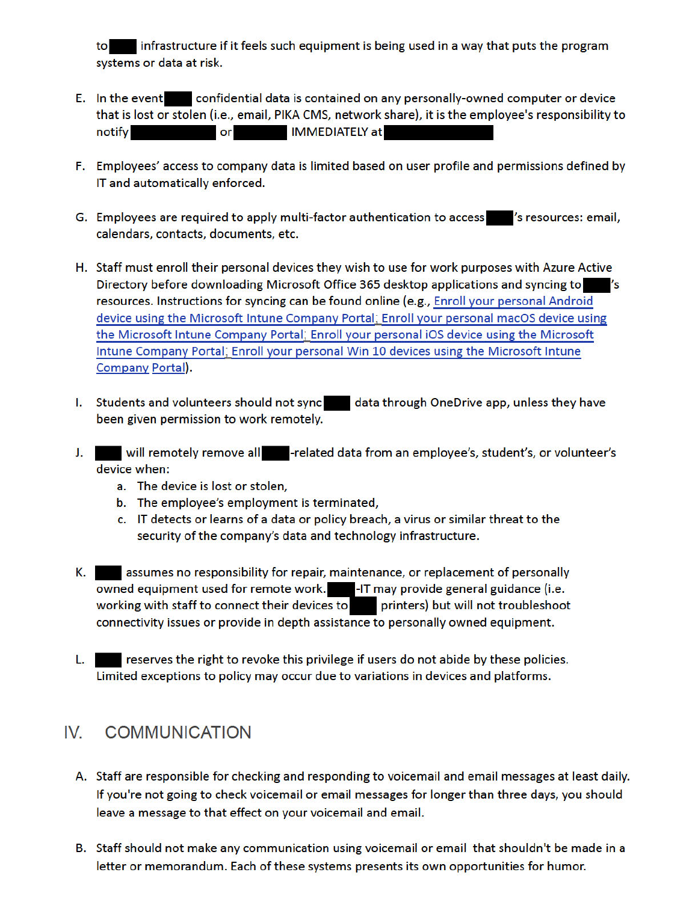to ████ infrastructure if it feels such equipment is being used in a way that puts the program systems or data at risk.

E. In the event ████ confidential data is contained on any personally-owned computer or device that is lost or stolen (i.e., email, PIKA CMS, network share), it is the employee's responsibility to notify ████████ or ██████ IMMEDIATELY at ████████████

F. Employees' access to company data is limited based on user profile and permissions defined by IT and automatically enforced.

G. Employees are required to apply multi-factor authentication to access ████'s resources: email, calendars, contacts, documents, etc.

H. Staff must enroll their personal devices they wish to use for work purposes with Azure Active Directory before downloading Microsoft Office 365 desktop applications and syncing to ████'s resources. Instructions for syncing can be found online (e.g., Enroll your personal Android device using the Microsoft Intune Company Portal; Enroll your personal macOS device using the Microsoft Intune Company Portal; Enroll your personal iOS device using the Microsoft Intune Company Portal; Enroll your personal Win 10 devices using the Microsoft Intune Company Portal).

I. Students and volunteers should not sync ████ data through OneDrive app, unless they have been given permission to work remotely.

J. ████ will remotely remove all ████-related data from an employee's, student's, or volunteer's device when:
   a. The device is lost or stolen,
   b. The employee's employment is terminated,
   c. IT detects or learns of a data or policy breach, a virus or similar threat to the security of the company's data and technology infrastructure.

K. ████ assumes no responsibility for repair, maintenance, or replacement of personally owned equipment used for remote work. ████-IT may provide general guidance (i.e. working with staff to connect their devices to ████ printers) but will not troubleshoot connectivity issues or provide in depth assistance to personally owned equipment.

L. ████ reserves the right to revoke this privilege if users do not abide by these policies. Limited exceptions to policy may occur due to variations in devices and platforms.

## IV. COMMUNICATION

A. Staff are responsible for checking and responding to voicemail and email messages at least daily. If you're not going to check voicemail or email messages for longer than three days, you should leave a message to that effect on your voicemail and email.

B. Staff should not make any communication using voicemail or email that shouldn't be made in a letter or memorandum. Each of these systems presents its own opportunities for humor.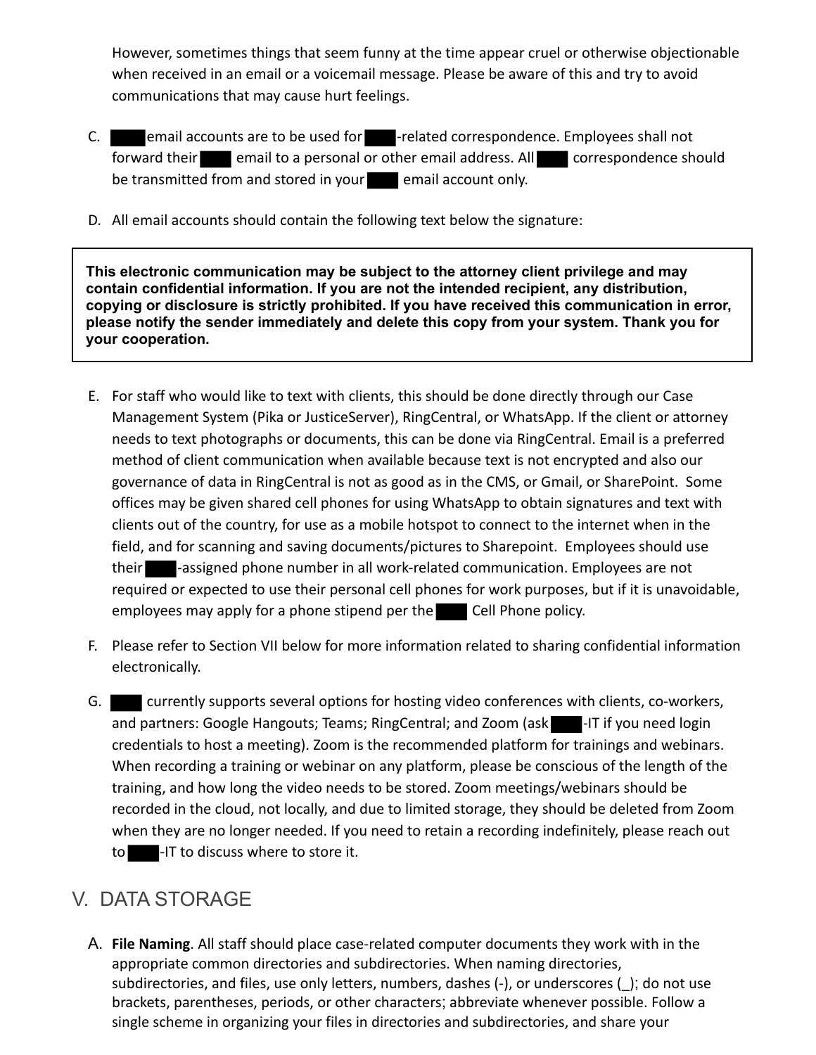However, sometimes things that seem funny at the time appear cruel or otherwise objectionable when received in an email or a voicemail message. Please be aware of this and try to avoid communications that may cause hurt feelings.

C. ████ email accounts are to be used for ████-related correspondence. Employees shall not forward their ████ email to a personal or other email address. All ████ correspondence should be transmitted from and stored in your ████ email account only.

D. All email accounts should contain the following text below the signature:

> **This electronic communication may be subject to the attorney client privilege and may contain confidential information. If you are not the intended recipient, any distribution, copying or disclosure is strictly prohibited. If you have received this communication in error, please notify the sender immediately and delete this copy from your system. Thank you for your cooperation.**

E. For staff who would like to text with clients, this should be done directly through our Case Management System (Pika or JusticeServer), RingCentral, or WhatsApp. If the client or attorney needs to text photographs or documents, this can be done via RingCentral. Email is a preferred method of client communication when available because text is not encrypted and also our governance of data in RingCentral is not as good as in the CMS, or Gmail, or SharePoint. Some offices may be given shared cell phones for using WhatsApp to obtain signatures and text with clients out of the country, for use as a mobile hotspot to connect to the internet when in the field, and for scanning and saving documents/pictures to Sharepoint. Employees should use their ████-assigned phone number in all work-related communication. Employees are not required or expected to use their personal cell phones for work purposes, but if it is unavoidable, employees may apply for a phone stipend per the ████ Cell Phone policy.

F. Please refer to Section VII below for more information related to sharing confidential information electronically.

G. ████ currently supports several options for hosting video conferences with clients, co-workers, and partners: Google Hangouts; Teams; RingCentral; and Zoom (ask ████-IT if you need login credentials to host a meeting). Zoom is the recommended platform for trainings and webinars. When recording a training or webinar on any platform, please be conscious of the length of the training, and how long the video needs to be stored. Zoom meetings/webinars should be recorded in the cloud, not locally, and due to limited storage, they should be deleted from Zoom when they are no longer needed. If you need to retain a recording indefinitely, please reach out to ████-IT to discuss where to store it.

## V. DATA STORAGE

A. **File Naming**. All staff should place case-related computer documents they work with in the appropriate common directories and subdirectories. When naming directories, subdirectories, and files, use only letters, numbers, dashes (-), or underscores (_); do not use brackets, parentheses, periods, or other characters; abbreviate whenever possible. Follow a single scheme in organizing your files in directories and subdirectories, and share your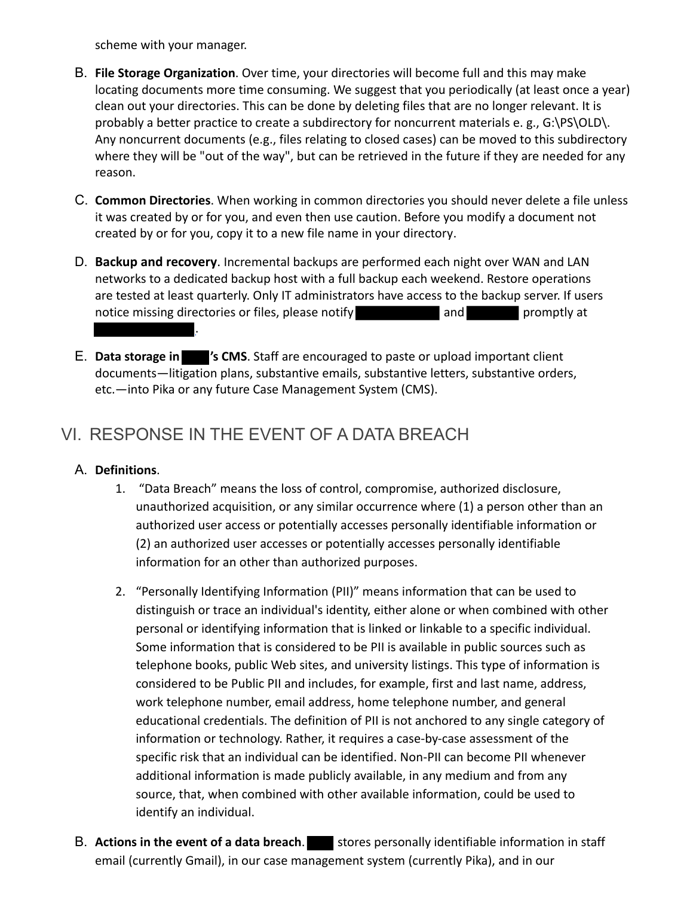scheme with your manager.

B. **File Storage Organization**. Over time, your directories will become full and this may make locating documents more time consuming. We suggest that you periodically (at least once a year) clean out your directories. This can be done by deleting files that are no longer relevant. It is probably a better practice to create a subdirectory for noncurrent materials e. g., G:\PS\OLD\. Any noncurrent documents (e.g., files relating to closed cases) can be moved to this subdirectory where they will be "out of the way", but can be retrieved in the future if they are needed for any reason.

C. **Common Directories**. When working in common directories you should never delete a file unless it was created by or for you, and even then use caution. Before you modify a document not created by or for you, copy it to a new file name in your directory.

D. **Backup and recovery**. Incremental backups are performed each night over WAN and LAN networks to a dedicated backup host with a full backup each weekend. Restore operations are tested at least quarterly. Only IT administrators have access to the backup server. If users notice missing directories or files, please notify ███████ and █████ promptly at ███████.

E. **Data storage in ███'s CMS**. Staff are encouraged to paste or upload important client documents—litigation plans, substantive emails, substantive letters, substantive orders, etc.—into Pika or any future Case Management System (CMS).

## VI. RESPONSE IN THE EVENT OF A DATA BREACH

A. **Definitions**.

1. "Data Breach" means the loss of control, compromise, authorized disclosure, unauthorized acquisition, or any similar occurrence where (1) a person other than an authorized user access or potentially accesses personally identifiable information or (2) an authorized user accesses or potentially accesses personally identifiable information for an other than authorized purposes.

2. "Personally Identifying Information (PII)" means information that can be used to distinguish or trace an individual's identity, either alone or when combined with other personal or identifying information that is linked or linkable to a specific individual. Some information that is considered to be PII is available in public sources such as telephone books, public Web sites, and university listings. This type of information is considered to be Public PII and includes, for example, first and last name, address, work telephone number, email address, home telephone number, and general educational credentials. The definition of PII is not anchored to any single category of information or technology. Rather, it requires a case-by-case assessment of the specific risk that an individual can be identified. Non-PII can become PII whenever additional information is made publicly available, in any medium and from any source, that, when combined with other available information, could be used to identify an individual.

B. **Actions in the event of a data breach**. ███ stores personally identifiable information in staff email (currently Gmail), in our case management system (currently Pika), and in our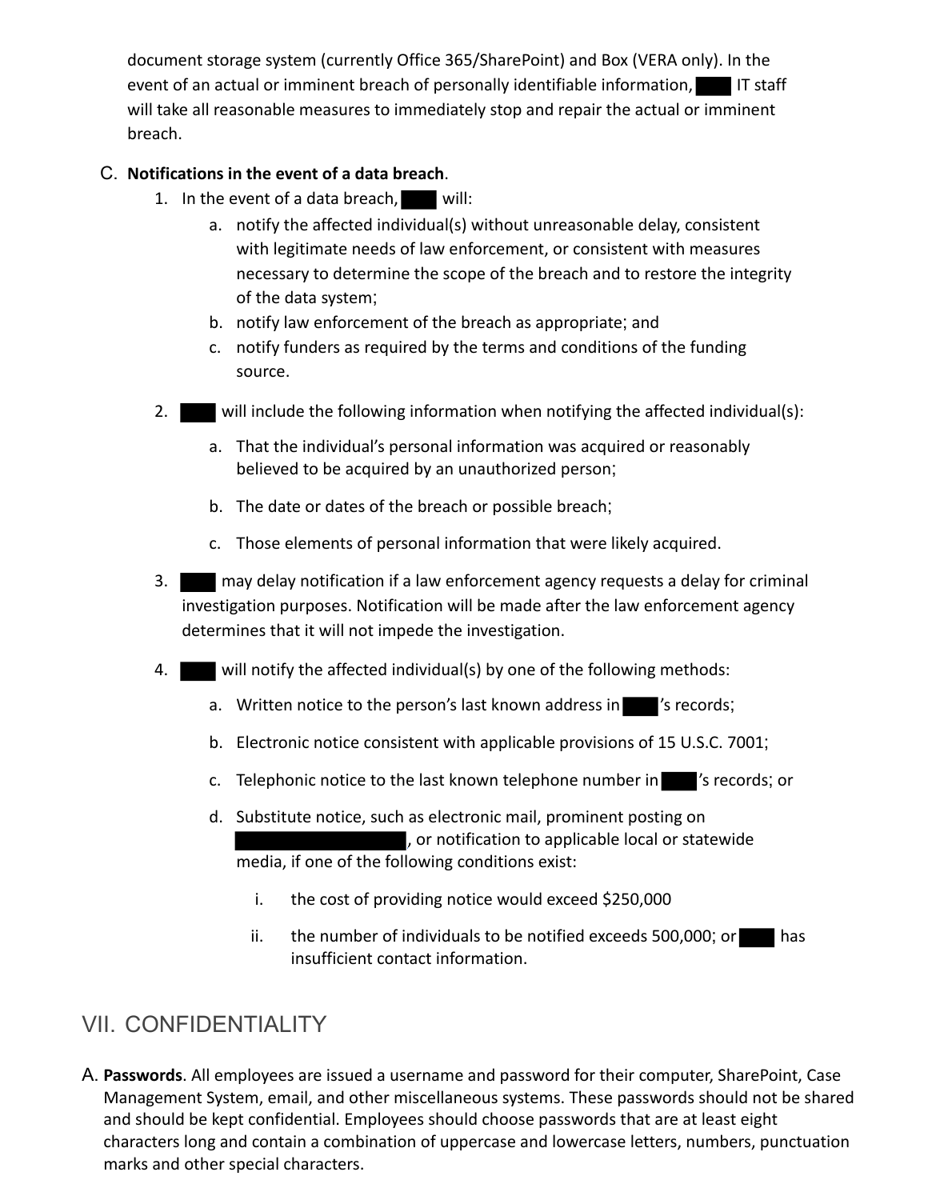document storage system (currently Office 365/SharePoint) and Box (VERA only). In the event of an actual or imminent breach of personally identifiable information, ████ IT staff will take all reasonable measures to immediately stop and repair the actual or imminent breach.

C. **Notifications in the event of a data breach**.

1. In the event of a data breach, ████ will:
   a. notify the affected individual(s) without unreasonable delay, consistent with legitimate needs of law enforcement, or consistent with measures necessary to determine the scope of the breach and to restore the integrity of the data system;
   b. notify law enforcement of the breach as appropriate; and
   c. notify funders as required by the terms and conditions of the funding source.

2. ████ will include the following information when notifying the affected individual(s):
   a. That the individual's personal information was acquired or reasonably believed to be acquired by an unauthorized person;
   b. The date or dates of the breach or possible breach;
   c. Those elements of personal information that were likely acquired.

3. ████ may delay notification if a law enforcement agency requests a delay for criminal investigation purposes. Notification will be made after the law enforcement agency determines that it will not impede the investigation.

4. ████ will notify the affected individual(s) by one of the following methods:
   a. Written notice to the person's last known address in ████'s records;
   b. Electronic notice consistent with applicable provisions of 15 U.S.C. 7001;
   c. Telephonic notice to the last known telephone number in ████'s records; or
   d. Substitute notice, such as electronic mail, prominent posting on ████████████, or notification to applicable local or statewide media, if one of the following conditions exist:
      i. the cost of providing notice would exceed $250,000
      ii. the number of individuals to be notified exceeds 500,000; or ████ has insufficient contact information.

## VII. CONFIDENTIALITY

A. **Passwords**. All employees are issued a username and password for their computer, SharePoint, Case Management System, email, and other miscellaneous systems. These passwords should not be shared and should be kept confidential. Employees should choose passwords that are at least eight characters long and contain a combination of uppercase and lowercase letters, numbers, punctuation marks and other special characters.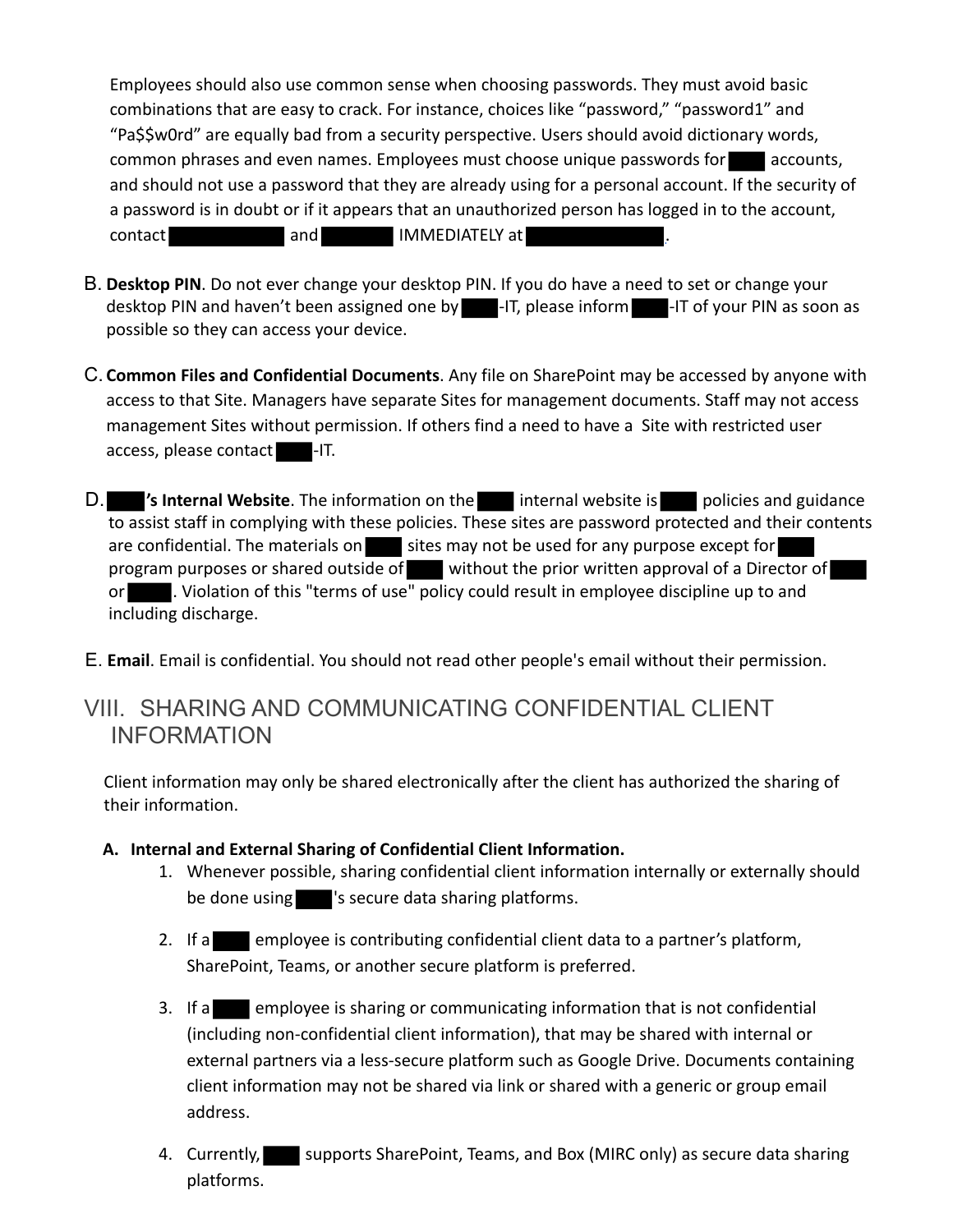Employees should also use common sense when choosing passwords. They must avoid basic combinations that are easy to crack. For instance, choices like "password," "password1" and "Pa$$w0rd" are equally bad from a security perspective. Users should avoid dictionary words, common phrases and even names. Employees must choose unique passwords for ███ accounts, and should not use a password that they are already using for a personal account. If the security of a password is in doubt or if it appears that an unauthorized person has logged in to the account, contact ███████ and █████ IMMEDIATELY at ████████.

B. **Desktop PIN**. Do not ever change your desktop PIN. If you do have a need to set or change your desktop PIN and haven't been assigned one by ███-IT, please inform ███-IT of your PIN as soon as possible so they can access your device.

C. **Common Files and Confidential Documents**. Any file on SharePoint may be accessed by anyone with access to that Site. Managers have separate Sites for management documents. Staff may not access management Sites without permission. If others find a need to have a Site with restricted user access, please contact ███-IT.

D. **███'s Internal Website**. The information on the ███ internal website is ███ policies and guidance to assist staff in complying with these policies. These sites are password protected and their contents are confidential. The materials on ███ sites may not be used for any purpose except for ███ program purposes or shared outside of ███ without the prior written approval of a Director of ███ or ███. Violation of this "terms of use" policy could result in employee discipline up to and including discharge.

E. **Email**. Email is confidential. You should not read other people's email without their permission.

## VIII. SHARING AND COMMUNICATING CONFIDENTIAL CLIENT INFORMATION

Client information may only be shared electronically after the client has authorized the sharing of their information.

**A. Internal and External Sharing of Confidential Client Information.**

1. Whenever possible, sharing confidential client information internally or externally should be done using ███'s secure data sharing platforms.
2. If a ███ employee is contributing confidential client data to a partner's platform, SharePoint, Teams, or another secure platform is preferred.
3. If a ███ employee is sharing or communicating information that is not confidential (including non-confidential client information), that may be shared with internal or external partners via a less-secure platform such as Google Drive. Documents containing client information may not be shared via link or shared with a generic or group email address.
4. Currently, ███ supports SharePoint, Teams, and Box (MIRC only) as secure data sharing platforms.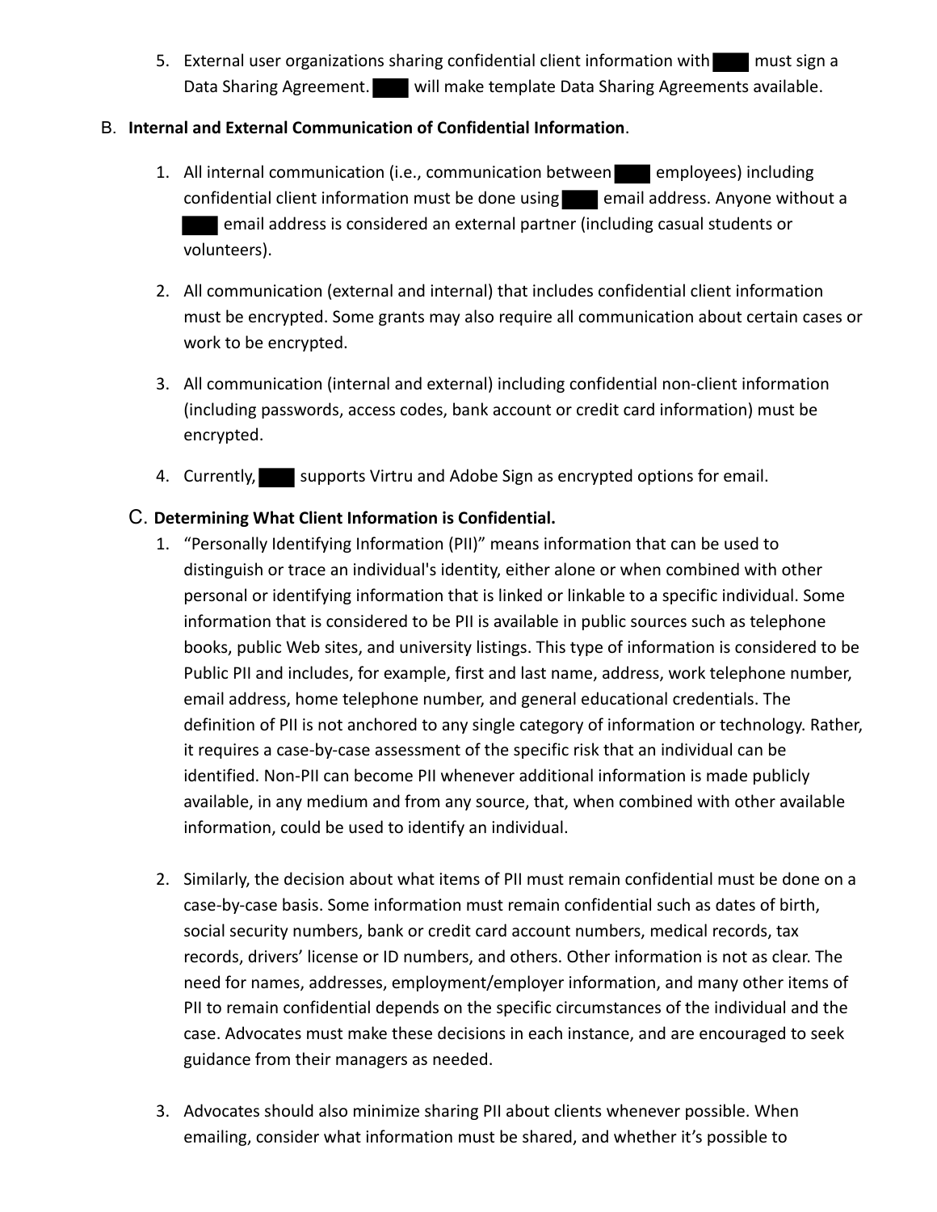5. External user organizations sharing confidential client information with ████ must sign a Data Sharing Agreement. ████ will make template Data Sharing Agreements available.

B. **Internal and External Communication of Confidential Information**.

1. All internal communication (i.e., communication between ████ employees) including confidential client information must be done using ████ email address. Anyone without a ████ email address is considered an external partner (including casual students or volunteers).

2. All communication (external and internal) that includes confidential client information must be encrypted. Some grants may also require all communication about certain cases or work to be encrypted.

3. All communication (internal and external) including confidential non-client information (including passwords, access codes, bank account or credit card information) must be encrypted.

4. Currently, ████ supports Virtru and Adobe Sign as encrypted options for email.

C. **Determining What Client Information is Confidential.**

1. "Personally Identifying Information (PII)" means information that can be used to distinguish or trace an individual's identity, either alone or when combined with other personal or identifying information that is linked or linkable to a specific individual. Some information that is considered to be PII is available in public sources such as telephone books, public Web sites, and university listings. This type of information is considered to be Public PII and includes, for example, first and last name, address, work telephone number, email address, home telephone number, and general educational credentials. The definition of PII is not anchored to any single category of information or technology. Rather, it requires a case-by-case assessment of the specific risk that an individual can be identified. Non-PII can become PII whenever additional information is made publicly available, in any medium and from any source, that, when combined with other available information, could be used to identify an individual.

2. Similarly, the decision about what items of PII must remain confidential must be done on a case-by-case basis. Some information must remain confidential such as dates of birth, social security numbers, bank or credit card account numbers, medical records, tax records, drivers' license or ID numbers, and others. Other information is not as clear. The need for names, addresses, employment/employer information, and many other items of PII to remain confidential depends on the specific circumstances of the individual and the case. Advocates must make these decisions in each instance, and are encouraged to seek guidance from their managers as needed.

3. Advocates should also minimize sharing PII about clients whenever possible. When emailing, consider what information must be shared, and whether it's possible to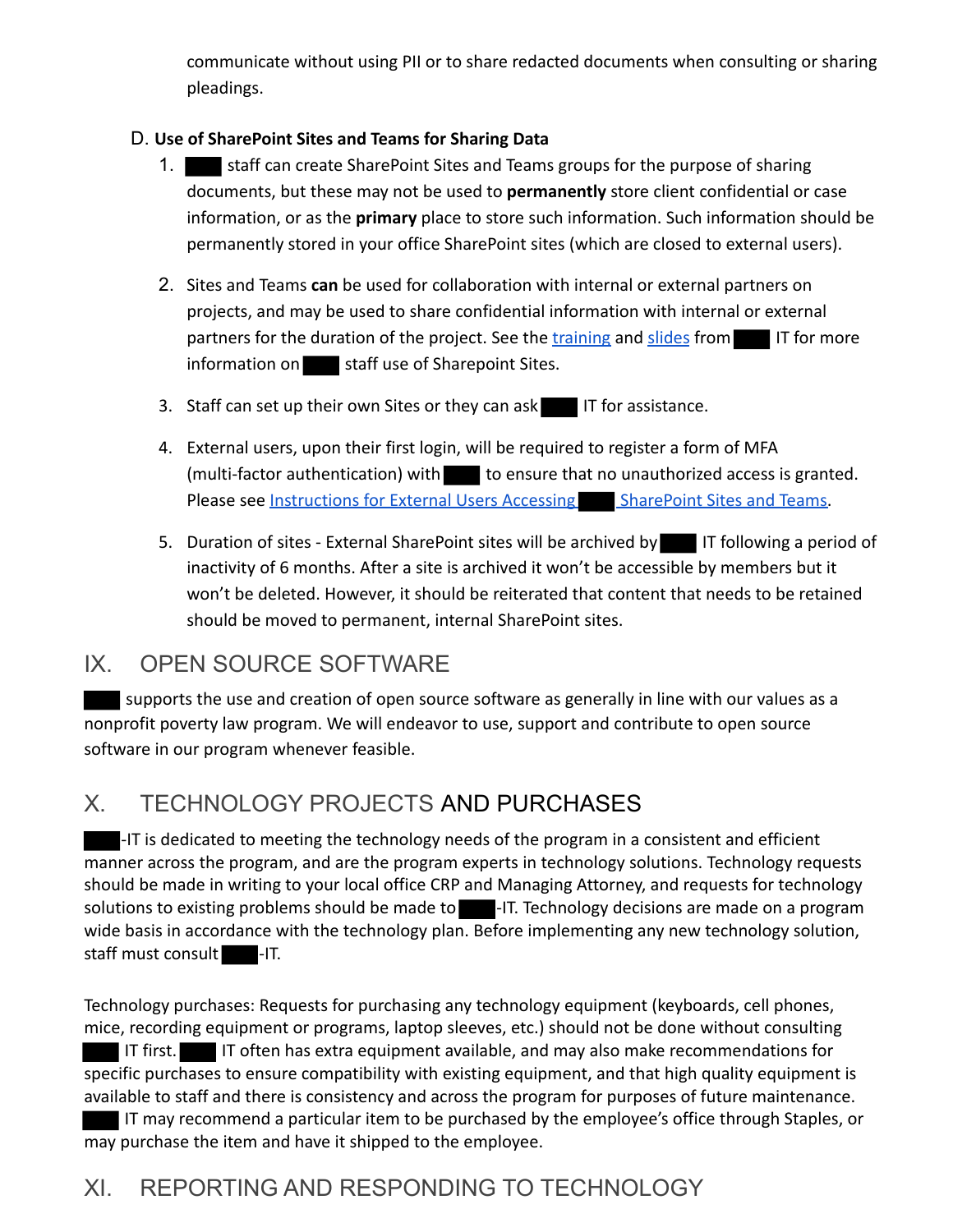communicate without using PII or to share redacted documents when consulting or sharing pleadings.

D. **Use of SharePoint Sites and Teams for Sharing Data**

1. ████ staff can create SharePoint Sites and Teams groups for the purpose of sharing documents, but these may not be used to **permanently** store client confidential or case information, or as the **primary** place to store such information. Such information should be permanently stored in your office SharePoint sites (which are closed to external users).

2. Sites and Teams **can** be used for collaboration with internal or external partners on projects, and may be used to share confidential information with internal or external partners for the duration of the project. See the training and slides from ████ IT for more information on ████ staff use of Sharepoint Sites.

3. Staff can set up their own Sites or they can ask ████ IT for assistance.

4. External users, upon their first login, will be required to register a form of MFA (multi-factor authentication) with ████ to ensure that no unauthorized access is granted. Please see Instructions for External Users Accessing ████ SharePoint Sites and Teams.

5. Duration of sites - External SharePoint sites will be archived by ████ IT following a period of inactivity of 6 months. After a site is archived it won't be accessible by members but it won't be deleted. However, it should be reiterated that content that needs to be retained should be moved to permanent, internal SharePoint sites.

## IX. OPEN SOURCE SOFTWARE

████ supports the use and creation of open source software as generally in line with our values as a nonprofit poverty law program. We will endeavor to use, support and contribute to open source software in our program whenever feasible.

## X. TECHNOLOGY PROJECTS AND PURCHASES

████-IT is dedicated to meeting the technology needs of the program in a consistent and efficient manner across the program, and are the program experts in technology solutions. Technology requests should be made in writing to your local office CRP and Managing Attorney, and requests for technology solutions to existing problems should be made to ████-IT. Technology decisions are made on a program wide basis in accordance with the technology plan. Before implementing any new technology solution, staff must consult ████-IT.

Technology purchases: Requests for purchasing any technology equipment (keyboards, cell phones, mice, recording equipment or programs, laptop sleeves, etc.) should not be done without consulting ████ IT first. ████ IT often has extra equipment available, and may also make recommendations for specific purchases to ensure compatibility with existing equipment, and that high quality equipment is available to staff and there is consistency and across the program for purposes of future maintenance. ████ IT may recommend a particular item to be purchased by the employee's office through Staples, or may purchase the item and have it shipped to the employee.

## XI. REPORTING AND RESPONDING TO TECHNOLOGY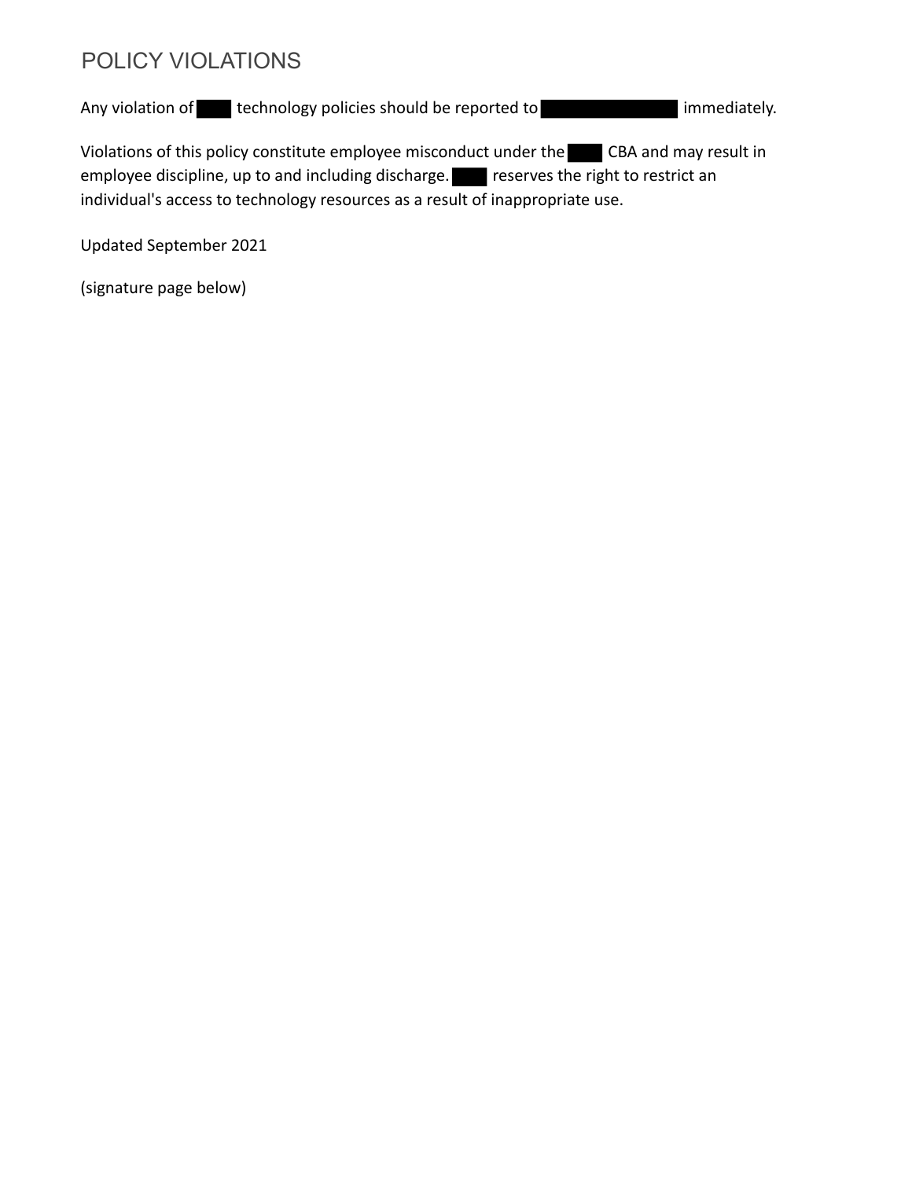## POLICY VIOLATIONS

Any violation of [REDACTED] technology policies should be reported to [REDACTED] immediately.

Violations of this policy constitute employee misconduct under the [REDACTED] CBA and may result in employee discipline, up to and including discharge. [REDACTED] reserves the right to restrict an individual's access to technology resources as a result of inappropriate use.

Updated September 2021

(signature page below)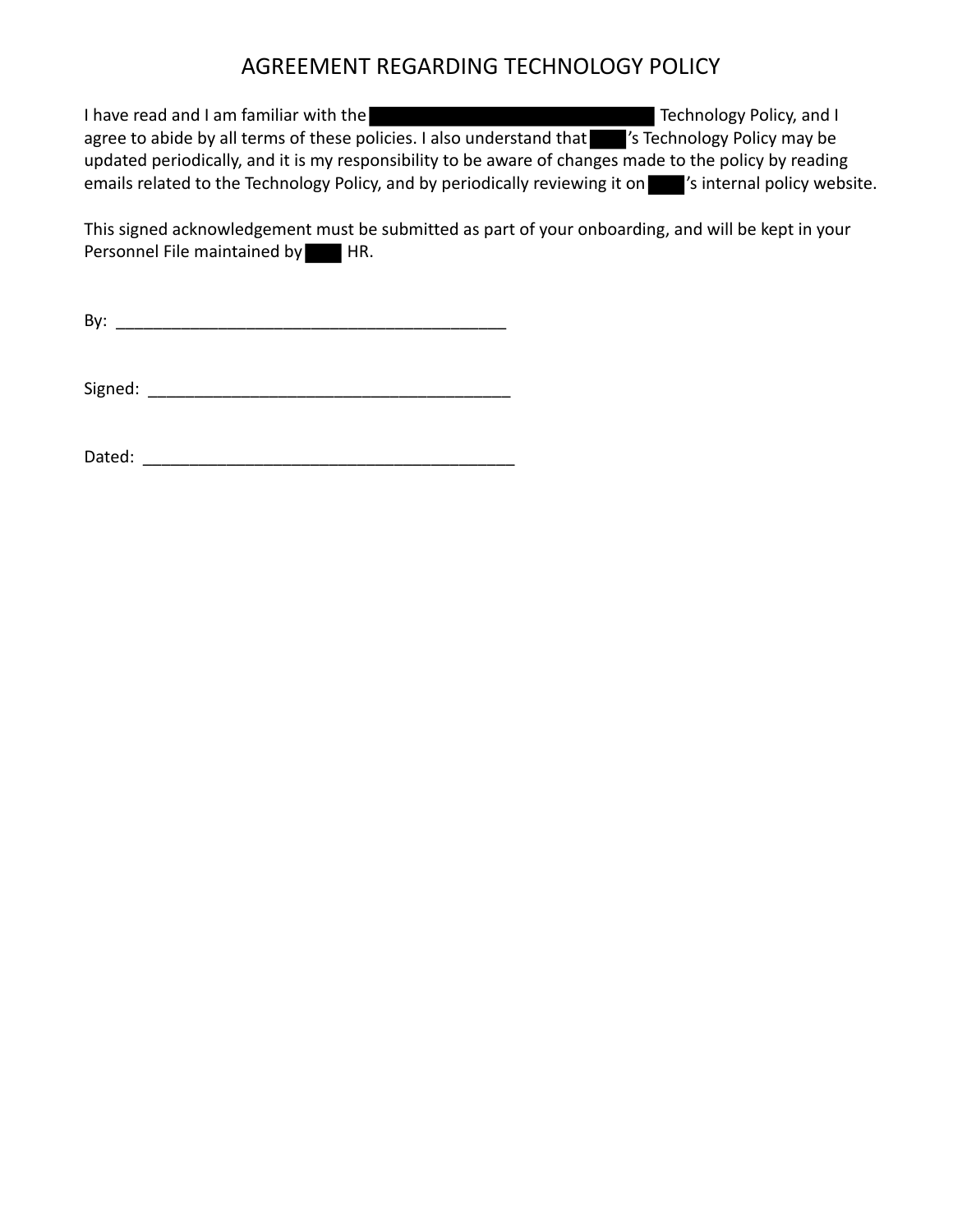# AGREEMENT REGARDING TECHNOLOGY POLICY

I have read and I am familiar with the ████████████████████ Technology Policy, and I agree to abide by all terms of these policies. I also understand that ███'s Technology Policy may be updated periodically, and it is my responsibility to be aware of changes made to the policy by reading emails related to the Technology Policy, and by periodically reviewing it on ███'s internal policy website.

This signed acknowledgement must be submitted as part of your onboarding, and will be kept in your Personnel File maintained by ███ HR.

By: ___________________________________________

Signed: ________________________________________

Dated: _________________________________________